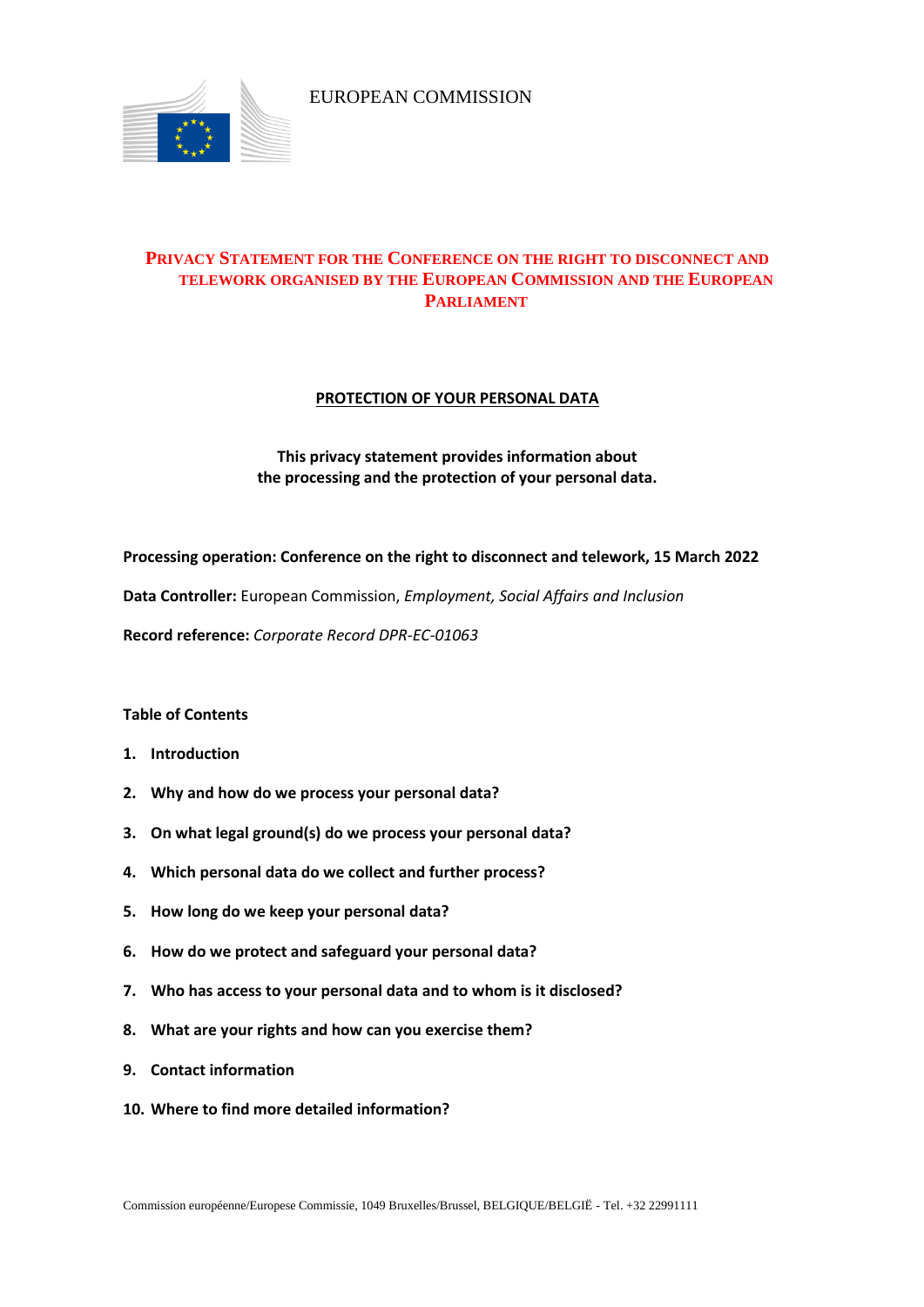EUROPEAN COMMISSION

# PRIVACY STATEMENT FOR THE CONFERENCE ON THE RIGHT TO DISCONNECT AND TELEWORK ORGANISED BY THE EUROPEAN COMMISSION AND THE EUROPEAN PARLIAMENT

## PROTECTION OF YOUR PERSONAL DATA

**This privacy statement provides information about the processing and the protection of your personal data.**

**Processing operation: Conference on the right to disconnect and telework, 15 March 2022**

**Data Controller:** European Commission, *Employment, Social Affairs and Inclusion*

**Record reference:** *Corporate Record DPR-EC-01063*

**Table of Contents**

1. **Introduction**
2. **Why and how do we process your personal data?**
3. **On what legal ground(s) do we process your personal data?**
4. **Which personal data do we collect and further process?**
5. **How long do we keep your personal data?**
6. **How do we protect and safeguard your personal data?**
7. **Who has access to your personal data and to whom is it disclosed?**
8. **What are your rights and how can you exercise them?**
9. **Contact information**
10. **Where to find more detailed information?**

Commission européenne/Europese Commissie, 1049 Bruxelles/Brussel, BELGIQUE/BELGIË - Tel. +32 22991111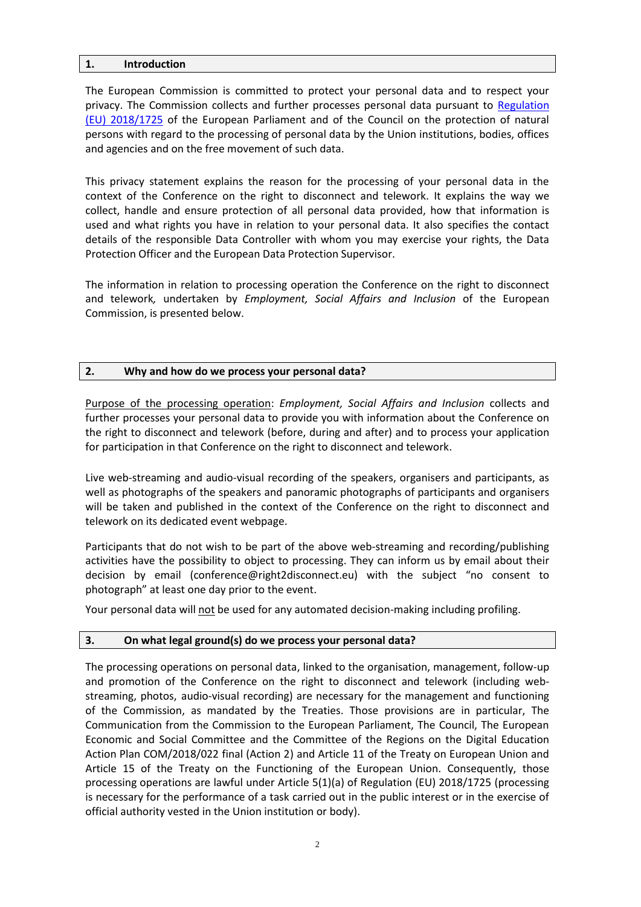## 1. Introduction

The European Commission is committed to protect your personal data and to respect your privacy. The Commission collects and further processes personal data pursuant to [Regulation (EU) 2018/1725] of the European Parliament and of the Council on the protection of natural persons with regard to the processing of personal data by the Union institutions, bodies, offices and agencies and on the free movement of such data.

This privacy statement explains the reason for the processing of your personal data in the context of the Conference on the right to disconnect and telework. It explains the way we collect, handle and ensure protection of all personal data provided, how that information is used and what rights you have in relation to your personal data. It also specifies the contact details of the responsible Data Controller with whom you may exercise your rights, the Data Protection Officer and the European Data Protection Supervisor.

The information in relation to processing operation the Conference on the right to disconnect and telework*,* undertaken by *Employment, Social Affairs and Inclusion* of the European Commission, is presented below.

## 2. Why and how do we process your personal data?

<u>Purpose of the processing operation</u>: *Employment, Social Affairs and Inclusion* collects and further processes your personal data to provide you with information about the Conference on the right to disconnect and telework (before, during and after) and to process your application for participation in that Conference on the right to disconnect and telework.

Live web-streaming and audio-visual recording of the speakers, organisers and participants, as well as photographs of the speakers and panoramic photographs of participants and organisers will be taken and published in the context of the Conference on the right to disconnect and telework on its dedicated event webpage.

Participants that do not wish to be part of the above web-streaming and recording/publishing activities have the possibility to object to processing. They can inform us by email about their decision by email (conference@right2disconnect.eu) with the subject "no consent to photograph" at least one day prior to the event.

Your personal data will <u>not</u> be used for any automated decision-making including profiling.

## 3. On what legal ground(s) do we process your personal data?

The processing operations on personal data, linked to the organisation, management, follow-up and promotion of the Conference on the right to disconnect and telework (including web-streaming, photos, audio-visual recording) are necessary for the management and functioning of the Commission, as mandated by the Treaties. Those provisions are in particular, The Communication from the Commission to the European Parliament, The Council, The European Economic and Social Committee and the Committee of the Regions on the Digital Education Action Plan COM/2018/022 final (Action 2) and Article 11 of the Treaty on European Union and Article 15 of the Treaty on the Functioning of the European Union. Consequently, those processing operations are lawful under Article 5(1)(a) of Regulation (EU) 2018/1725 (processing is necessary for the performance of a task carried out in the public interest or in the exercise of official authority vested in the Union institution or body).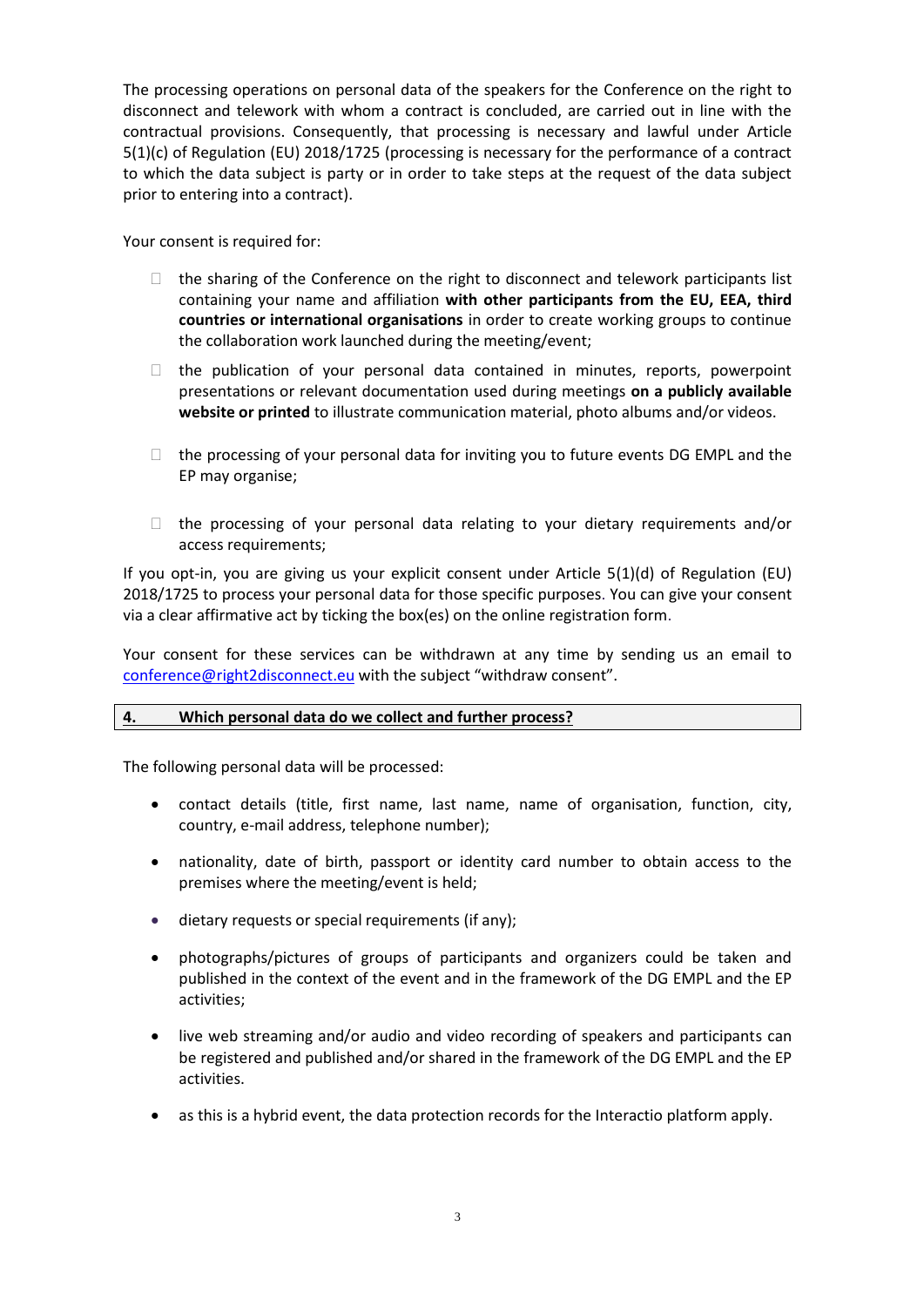The processing operations on personal data of the speakers for the Conference on the right to disconnect and telework with whom a contract is concluded, are carried out in line with the contractual provisions. Consequently, that processing is necessary and lawful under Article 5(1)(c) of Regulation (EU) 2018/1725 (processing is necessary for the performance of a contract to which the data subject is party or in order to take steps at the request of the data subject prior to entering into a contract).

Your consent is required for:

- ☐ the sharing of the Conference on the right to disconnect and telework participants list containing your name and affiliation **with other participants from the EU, EEA, third countries or international organisations** in order to create working groups to continue the collaboration work launched during the meeting/event;
- ☐ the publication of your personal data contained in minutes, reports, powerpoint presentations or relevant documentation used during meetings **on a publicly available website or printed** to illustrate communication material, photo albums and/or videos.
- ☐ the processing of your personal data for inviting you to future events DG EMPL and the EP may organise;
- ☐ the processing of your personal data relating to your dietary requirements and/or access requirements;

If you opt-in, you are giving us your explicit consent under Article 5(1)(d) of Regulation (EU) 2018/1725 to process your personal data for those specific purposes. You can give your consent via a clear affirmative act by ticking the box(es) on the online registration form.

Your consent for these services can be withdrawn at any time by sending us an email to conference@right2disconnect.eu with the subject "withdraw consent".

## 4. Which personal data do we collect and further process?

The following personal data will be processed:

- contact details (title, first name, last name, name of organisation, function, city, country, e-mail address, telephone number);
- nationality, date of birth, passport or identity card number to obtain access to the premises where the meeting/event is held;
- dietary requests or special requirements (if any);
- photographs/pictures of groups of participants and organizers could be taken and published in the context of the event and in the framework of the DG EMPL and the EP activities;
- live web streaming and/or audio and video recording of speakers and participants can be registered and published and/or shared in the framework of the DG EMPL and the EP activities.
- as this is a hybrid event, the data protection records for the Interactio platform apply.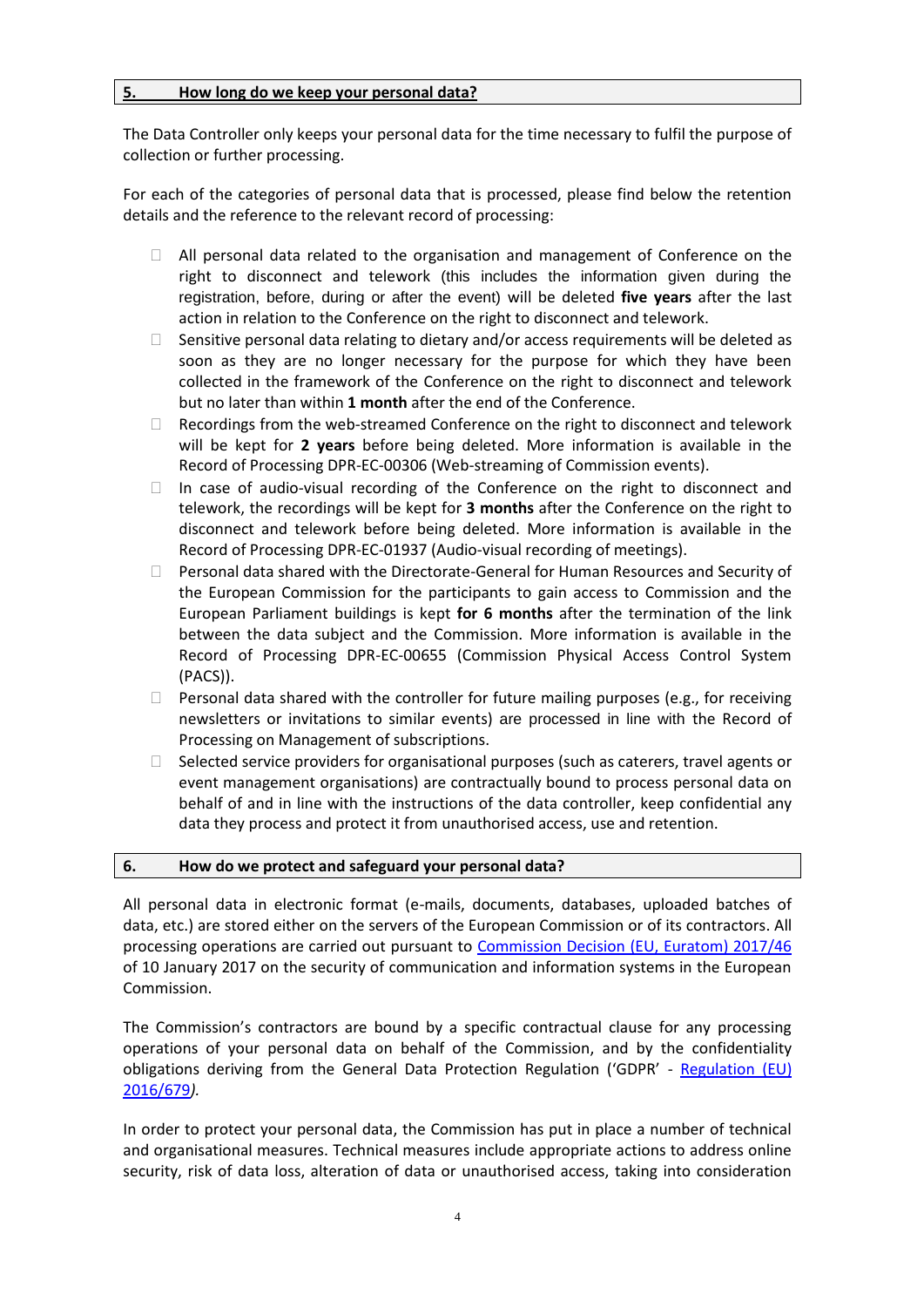## 5. How long do we keep your personal data?

The Data Controller only keeps your personal data for the time necessary to fulfil the purpose of collection or further processing.

For each of the categories of personal data that is processed, please find below the retention details and the reference to the relevant record of processing:

- All personal data related to the organisation and management of Conference on the right to disconnect and telework (this includes the information given during the registration, before, during or after the event) will be deleted **five years** after the last action in relation to the Conference on the right to disconnect and telework.
- Sensitive personal data relating to dietary and/or access requirements will be deleted as soon as they are no longer necessary for the purpose for which they have been collected in the framework of the Conference on the right to disconnect and telework but no later than within **1 month** after the end of the Conference.
- Recordings from the web-streamed Conference on the right to disconnect and telework will be kept for **2 years** before being deleted. More information is available in the Record of Processing DPR-EC-00306 (Web-streaming of Commission events).
- In case of audio-visual recording of the Conference on the right to disconnect and telework, the recordings will be kept for **3 months** after the Conference on the right to disconnect and telework before being deleted. More information is available in the Record of Processing DPR-EC-01937 (Audio-visual recording of meetings).
- Personal data shared with the Directorate-General for Human Resources and Security of the European Commission for the participants to gain access to Commission and the European Parliament buildings is kept **for 6 months** after the termination of the link between the data subject and the Commission. More information is available in the Record of Processing DPR-EC-00655 (Commission Physical Access Control System (PACS)).
- Personal data shared with the controller for future mailing purposes (e.g., for receiving newsletters or invitations to similar events) are processed in line with the Record of Processing on Management of subscriptions.
- Selected service providers for organisational purposes (such as caterers, travel agents or event management organisations) are contractually bound to process personal data on behalf of and in line with the instructions of the data controller, keep confidential any data they process and protect it from unauthorised access, use and retention.

## 6. How do we protect and safeguard your personal data?

All personal data in electronic format (e-mails, documents, databases, uploaded batches of data, etc.) are stored either on the servers of the European Commission or of its contractors. All processing operations are carried out pursuant to Commission Decision (EU, Euratom) 2017/46 of 10 January 2017 on the security of communication and information systems in the European Commission.

The Commission's contractors are bound by a specific contractual clause for any processing operations of your personal data on behalf of the Commission, and by the confidentiality obligations deriving from the General Data Protection Regulation ('GDPR' - Regulation (EU) 2016/679*)*.

In order to protect your personal data, the Commission has put in place a number of technical and organisational measures. Technical measures include appropriate actions to address online security, risk of data loss, alteration of data or unauthorised access, taking into consideration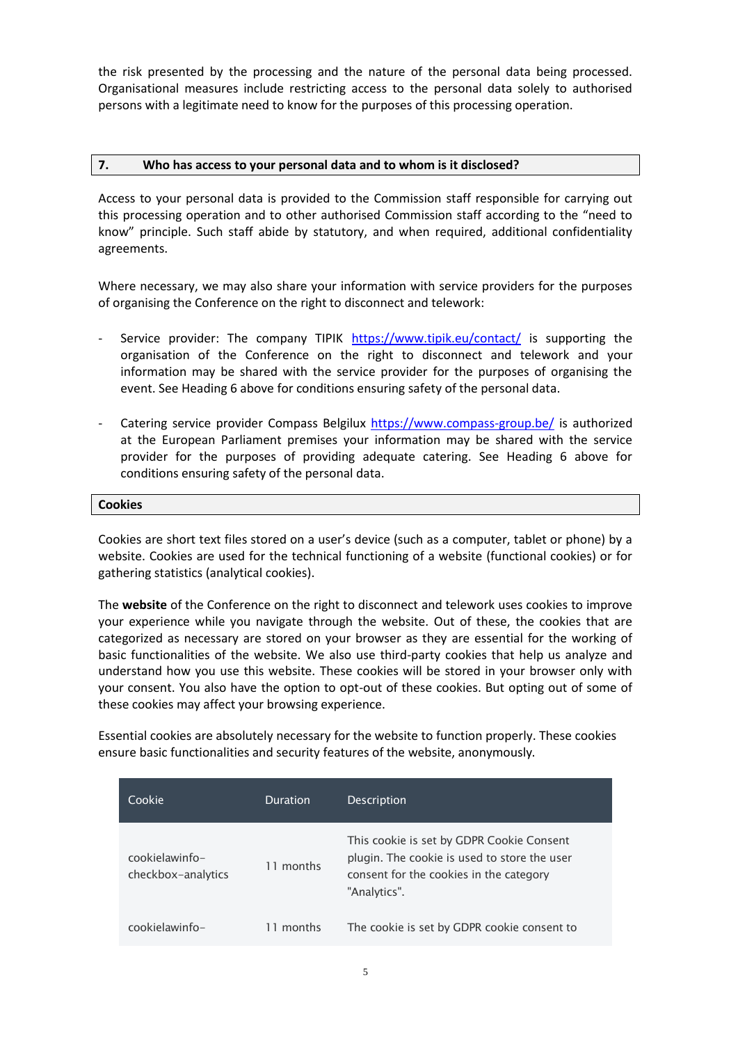the risk presented by the processing and the nature of the personal data being processed. Organisational measures include restricting access to the personal data solely to authorised persons with a legitimate need to know for the purposes of this processing operation.

## 7. Who has access to your personal data and to whom is it disclosed?

Access to your personal data is provided to the Commission staff responsible for carrying out this processing operation and to other authorised Commission staff according to the "need to know" principle. Such staff abide by statutory, and when required, additional confidentiality agreements.

Where necessary, we may also share your information with service providers for the purposes of organising the Conference on the right to disconnect and telework:

- Service provider: The company TIPIK https://www.tipik.eu/contact/ is supporting the organisation of the Conference on the right to disconnect and telework and your information may be shared with the service provider for the purposes of organising the event. See Heading 6 above for conditions ensuring safety of the personal data.

- Catering service provider Compass Belgilux https://www.compass-group.be/ is authorized at the European Parliament premises your information may be shared with the service provider for the purposes of providing adequate catering. See Heading 6 above for conditions ensuring safety of the personal data.

## Cookies

Cookies are short text files stored on a user's device (such as a computer, tablet or phone) by a website. Cookies are used for the technical functioning of a website (functional cookies) or for gathering statistics (analytical cookies).

The **website** of the Conference on the right to disconnect and telework uses cookies to improve your experience while you navigate through the website. Out of these, the cookies that are categorized as necessary are stored on your browser as they are essential for the working of basic functionalities of the website. We also use third-party cookies that help us analyze and understand how you use this website. These cookies will be stored in your browser only with your consent. You also have the option to opt-out of these cookies. But opting out of some of these cookies may affect your browsing experience.

Essential cookies are absolutely necessary for the website to function properly. These cookies ensure basic functionalities and security features of the website, anonymously.

| Cookie | Duration | Description |
|---|---|---|
| cookielawinfo-checkbox-analytics | 11 months | This cookie is set by GDPR Cookie Consent plugin. The cookie is used to store the user consent for the cookies in the category "Analytics". |
| cookielawinfo- | 11 months | The cookie is set by GDPR cookie consent to |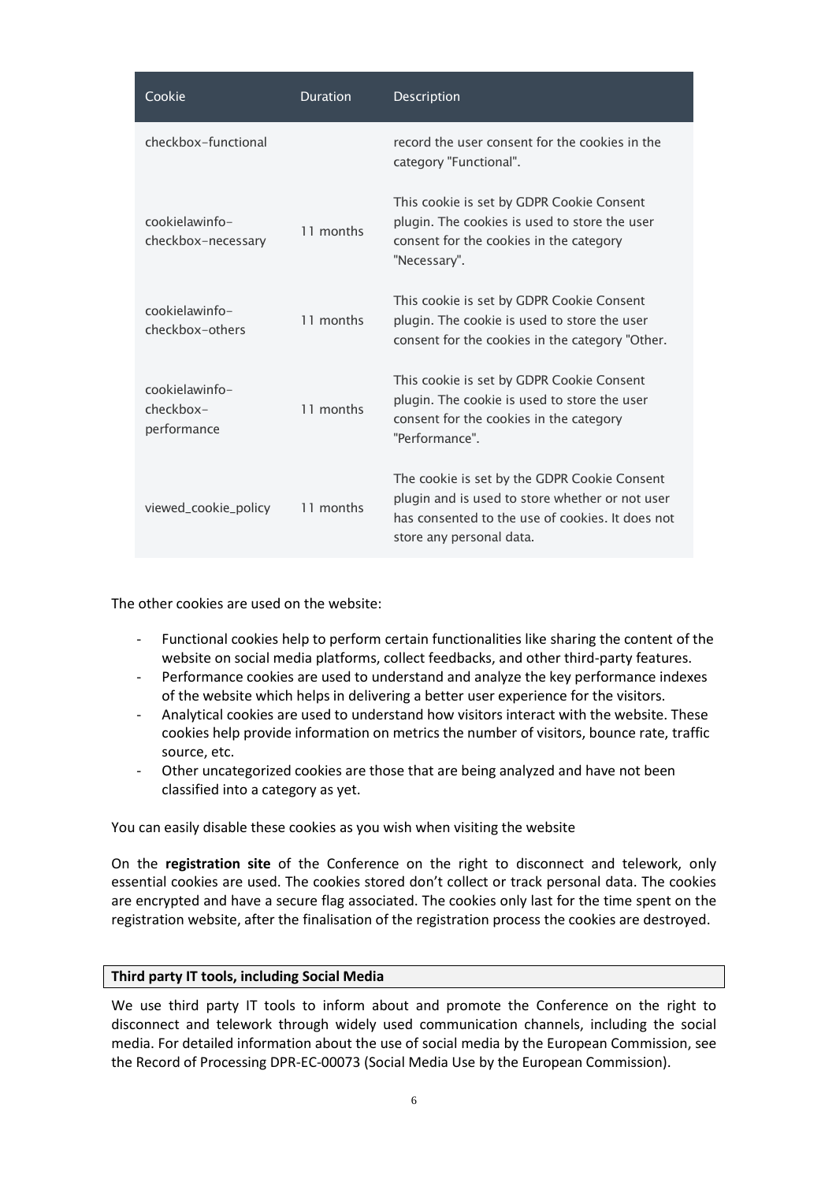| Cookie | Duration | Description |
|---|---|---|
| checkbox-functional | | record the user consent for the cookies in the category "Functional". |
| cookielawinfo-checkbox-necessary | 11 months | This cookie is set by GDPR Cookie Consent plugin. The cookies is used to store the user consent for the cookies in the category "Necessary". |
| cookielawinfo-checkbox-others | 11 months | This cookie is set by GDPR Cookie Consent plugin. The cookie is used to store the user consent for the cookies in the category "Other. |
| cookielawinfo-checkbox-performance | 11 months | This cookie is set by GDPR Cookie Consent plugin. The cookie is used to store the user consent for the cookies in the category "Performance". |
| viewed_cookie_policy | 11 months | The cookie is set by the GDPR Cookie Consent plugin and is used to store whether or not user has consented to the use of cookies. It does not store any personal data. |

The other cookies are used on the website:

- Functional cookies help to perform certain functionalities like sharing the content of the website on social media platforms, collect feedbacks, and other third-party features.
- Performance cookies are used to understand and analyze the key performance indexes of the website which helps in delivering a better user experience for the visitors.
- Analytical cookies are used to understand how visitors interact with the website. These cookies help provide information on metrics the number of visitors, bounce rate, traffic source, etc.
- Other uncategorized cookies are those that are being analyzed and have not been classified into a category as yet.

You can easily disable these cookies as you wish when visiting the website

On the **registration site** of the Conference on the right to disconnect and telework, only essential cookies are used. The cookies stored don't collect or track personal data. The cookies are encrypted and have a secure flag associated. The cookies only last for the time spent on the registration website, after the finalisation of the registration process the cookies are destroyed.

**Third party IT tools, including Social Media**

We use third party IT tools to inform about and promote the Conference on the right to disconnect and telework through widely used communication channels, including the social media. For detailed information about the use of social media by the European Commission, see the Record of Processing DPR-EC-00073 (Social Media Use by the European Commission).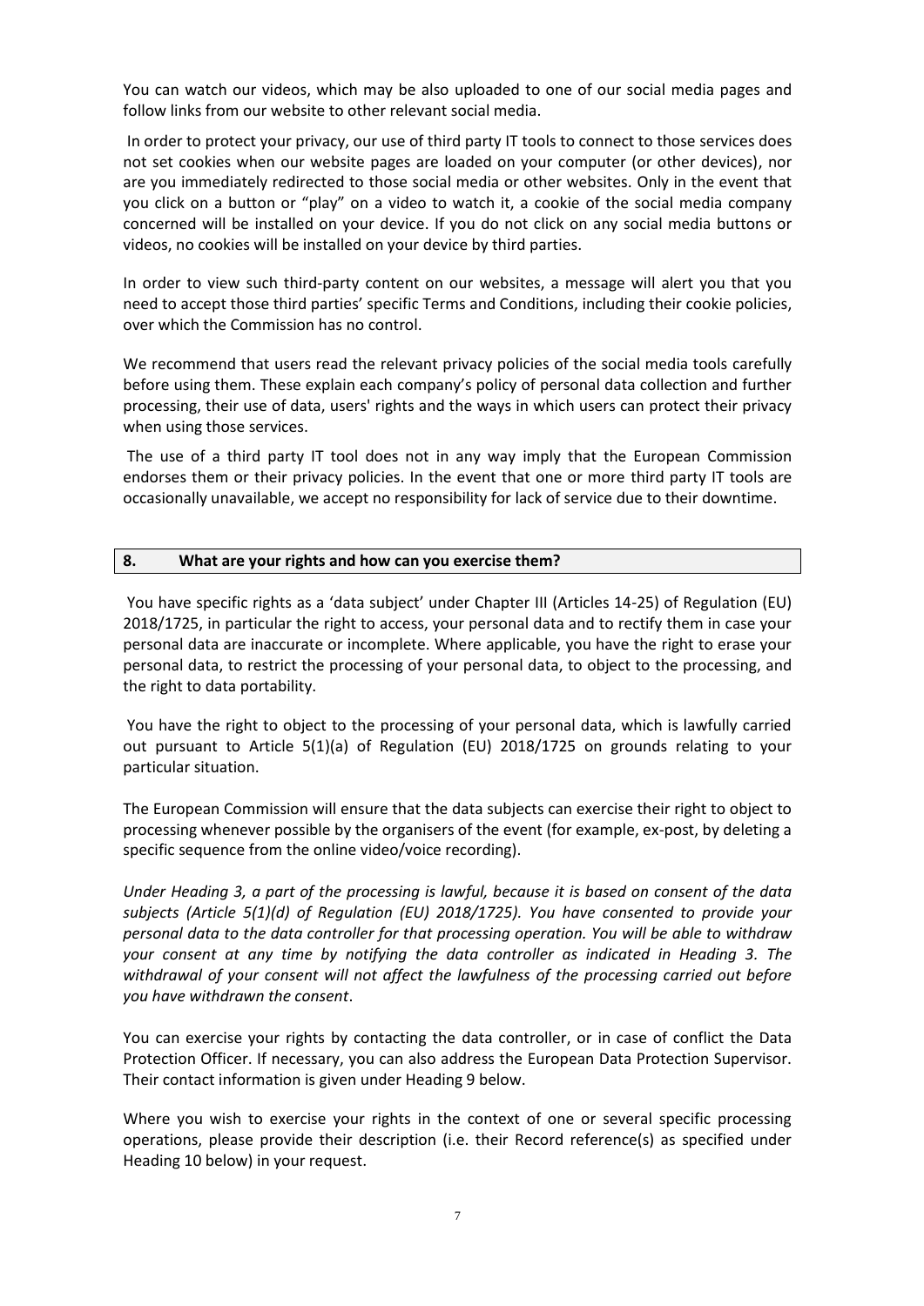You can watch our videos, which may be also uploaded to one of our social media pages and follow links from our website to other relevant social media.

In order to protect your privacy, our use of third party IT tools to connect to those services does not set cookies when our website pages are loaded on your computer (or other devices), nor are you immediately redirected to those social media or other websites. Only in the event that you click on a button or "play" on a video to watch it, a cookie of the social media company concerned will be installed on your device. If you do not click on any social media buttons or videos, no cookies will be installed on your device by third parties.

In order to view such third-party content on our websites, a message will alert you that you need to accept those third parties' specific Terms and Conditions, including their cookie policies, over which the Commission has no control.

We recommend that users read the relevant privacy policies of the social media tools carefully before using them. These explain each company's policy of personal data collection and further processing, their use of data, users' rights and the ways in which users can protect their privacy when using those services.

The use of a third party IT tool does not in any way imply that the European Commission endorses them or their privacy policies. In the event that one or more third party IT tools are occasionally unavailable, we accept no responsibility for lack of service due to their downtime.

## 8. What are your rights and how can you exercise them?

You have specific rights as a 'data subject' under Chapter III (Articles 14-25) of Regulation (EU) 2018/1725, in particular the right to access, your personal data and to rectify them in case your personal data are inaccurate or incomplete. Where applicable, you have the right to erase your personal data, to restrict the processing of your personal data, to object to the processing, and the right to data portability.

You have the right to object to the processing of your personal data, which is lawfully carried out pursuant to Article 5(1)(a) of Regulation (EU) 2018/1725 on grounds relating to your particular situation.

The European Commission will ensure that the data subjects can exercise their right to object to processing whenever possible by the organisers of the event (for example, ex-post, by deleting a specific sequence from the online video/voice recording).

*Under Heading 3, a part of the processing is lawful, because it is based on consent of the data subjects (Article 5(1)(d) of Regulation (EU) 2018/1725). You have consented to provide your personal data to the data controller for that processing operation. You will be able to withdraw your consent at any time by notifying the data controller as indicated in Heading 3. The withdrawal of your consent will not affect the lawfulness of the processing carried out before you have withdrawn the consent*.

You can exercise your rights by contacting the data controller, or in case of conflict the Data Protection Officer. If necessary, you can also address the European Data Protection Supervisor. Their contact information is given under Heading 9 below.

Where you wish to exercise your rights in the context of one or several specific processing operations, please provide their description (i.e. their Record reference(s) as specified under Heading 10 below) in your request.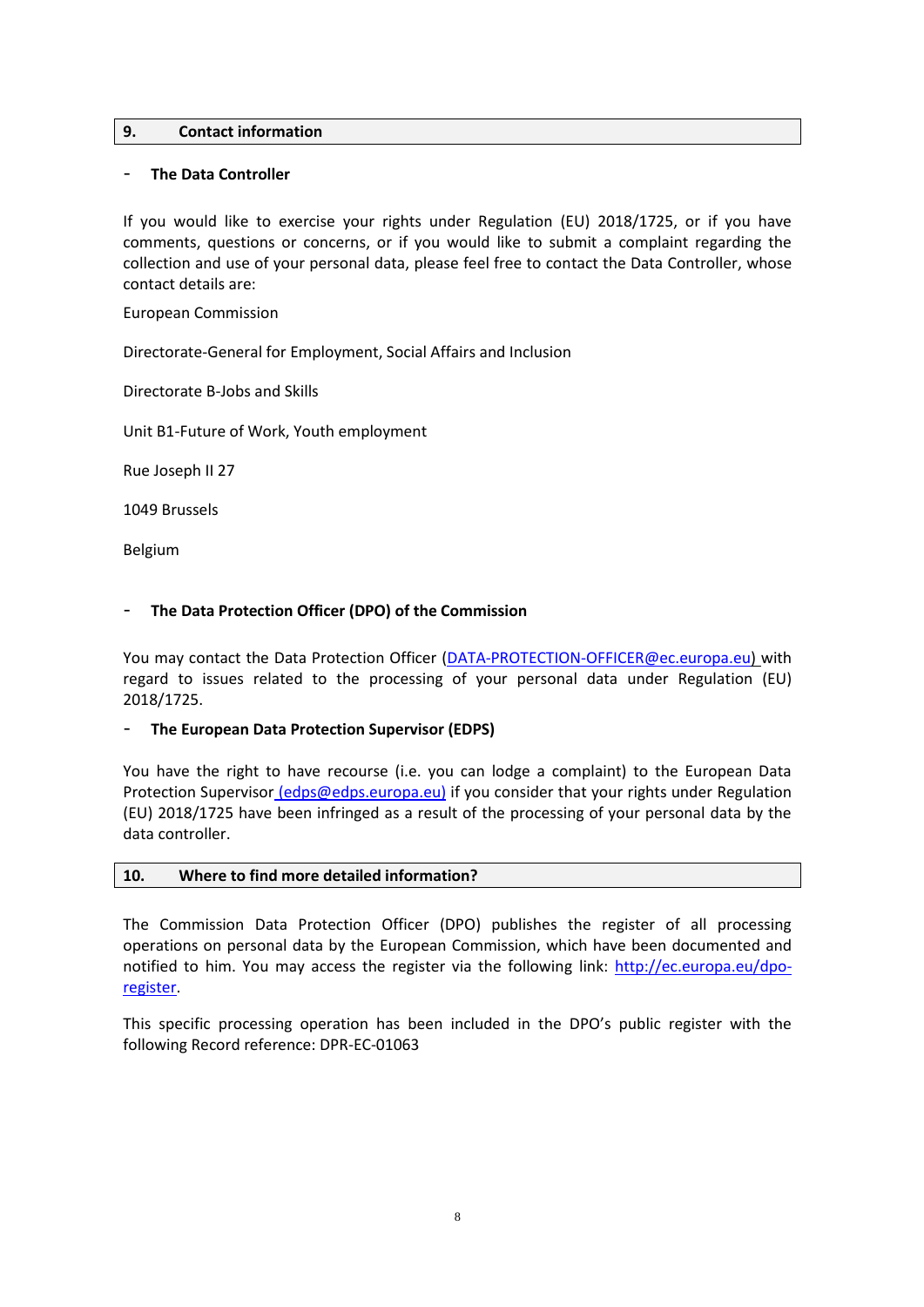## 9. Contact information

- **The Data Controller**

If you would like to exercise your rights under Regulation (EU) 2018/1725, or if you have comments, questions or concerns, or if you would like to submit a complaint regarding the collection and use of your personal data, please feel free to contact the Data Controller, whose contact details are:

European Commission

Directorate-General for Employment, Social Affairs and Inclusion

Directorate B-Jobs and Skills

Unit B1-Future of Work, Youth employment

Rue Joseph II 27

1049 Brussels

Belgium

- **The Data Protection Officer (DPO) of the Commission**

You may contact the Data Protection Officer (DATA-PROTECTION-OFFICER@ec.europa.eu) with regard to issues related to the processing of your personal data under Regulation (EU) 2018/1725.

- **The European Data Protection Supervisor (EDPS)**

You have the right to have recourse (i.e. you can lodge a complaint) to the European Data Protection Supervisor (edps@edps.europa.eu) if you consider that your rights under Regulation (EU) 2018/1725 have been infringed as a result of the processing of your personal data by the data controller.

## 10. Where to find more detailed information?

The Commission Data Protection Officer (DPO) publishes the register of all processing operations on personal data by the European Commission, which have been documented and notified to him. You may access the register via the following link: http://ec.europa.eu/dpo-register.

This specific processing operation has been included in the DPO's public register with the following Record reference: DPR-EC-01063